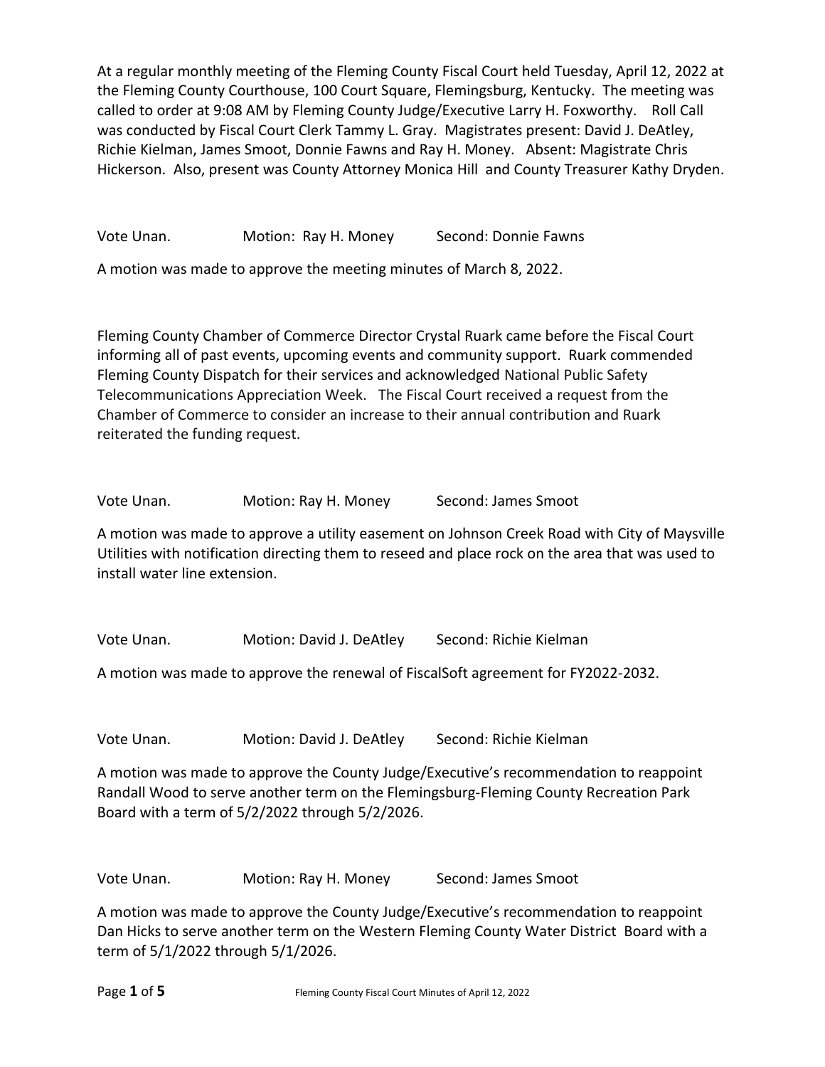At a regular monthly meeting of the Fleming County Fiscal Court held Tuesday, April 12, 2022 at the Fleming County Courthouse, 100 Court Square, Flemingsburg, Kentucky. The meeting was called to order at 9:08 AM by Fleming County Judge/Executive Larry H. Foxworthy. Roll Call was conducted by Fiscal Court Clerk Tammy L. Gray. Magistrates present: David J. DeAtley, Richie Kielman, James Smoot, Donnie Fawns and Ray H. Money. Absent: Magistrate Chris Hickerson. Also, present was County Attorney Monica Hill and County Treasurer Kathy Dryden.

Vote Unan. Motion: Ray H. Money Second: Donnie Fawns

A motion was made to approve the meeting minutes of March 8, 2022.

Fleming County Chamber of Commerce Director Crystal Ruark came before the Fiscal Court informing all of past events, upcoming events and community support. Ruark commended Fleming County Dispatch for their services and acknowledged National Public Safety Telecommunications Appreciation Week. The Fiscal Court received a request from the Chamber of Commerce to consider an increase to their annual contribution and Ruark reiterated the funding request.

Vote Unan. Motion: Ray H. Money Second: James Smoot

A motion was made to approve a utility easement on Johnson Creek Road with City of Maysville Utilities with notification directing them to reseed and place rock on the area that was used to install water line extension.

Vote Unan. Motion: David J. DeAtley Second: Richie Kielman

A motion was made to approve the renewal of FiscalSoft agreement for FY2022-2032.

Vote Unan. Motion: David J. DeAtley Second: Richie Kielman

A motion was made to approve the County Judge/Executive's recommendation to reappoint Randall Wood to serve another term on the Flemingsburg-Fleming County Recreation Park Board with a term of 5/2/2022 through 5/2/2026.

Vote Unan. Motion: Ray H. Money Second: James Smoot

A motion was made to approve the County Judge/Executive's recommendation to reappoint Dan Hicks to serve another term on the Western Fleming County Water District Board with a term of 5/1/2022 through 5/1/2026.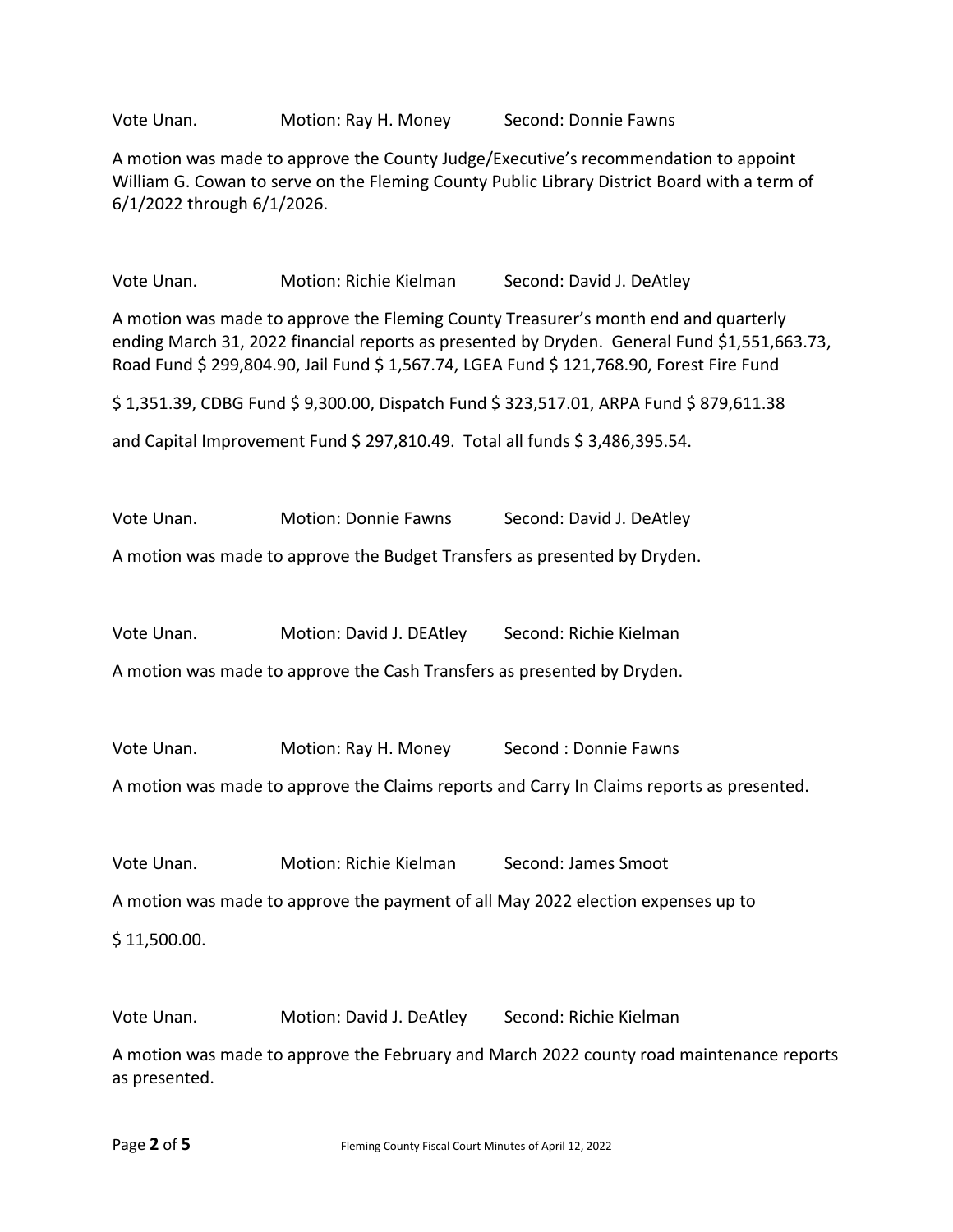Vote Unan. Motion: Ray H. Money Second: Donnie Fawns

A motion was made to approve the County Judge/Executive's recommendation to appoint William G. Cowan to serve on the Fleming County Public Library District Board with a term of 6/1/2022 through 6/1/2026.

Vote Unan. Motion: Richie Kielman Second: David J. DeAtley

A motion was made to approve the Fleming County Treasurer's month end and quarterly ending March 31, 2022 financial reports as presented by Dryden. General Fund $1,551,663.73, Road Fund $ 299,804.90, Jail Fund $ 1,567.74, LGEA Fund $ 121,768.90, Forest Fire Fund

$ 1,351.39, CDBG Fund $ 9,300.00, Dispatch Fund $ 323,517.01, ARPA Fund $ 879,611.38

and Capital Improvement Fund $ 297,810.49. Total all funds $ 3,486,395.54.

Vote Unan. Motion: Donnie Fawns Second: David J. DeAtley

A motion was made to approve the Budget Transfers as presented by Dryden.

Vote Unan. Motion: David J. DEAtley Second: Richie Kielman

A motion was made to approve the Cash Transfers as presented by Dryden.

Vote Unan. Motion: Ray H. Money Second : Donnie Fawns

A motion was made to approve the Claims reports and Carry In Claims reports as presented.

Vote Unan. Motion: Richie Kielman Second: James Smoot

A motion was made to approve the payment of all May 2022 election expenses up to

$ 11,500.00.

Vote Unan. Motion: David J. DeAtley Second: Richie Kielman

A motion was made to approve the February and March 2022 county road maintenance reports as presented.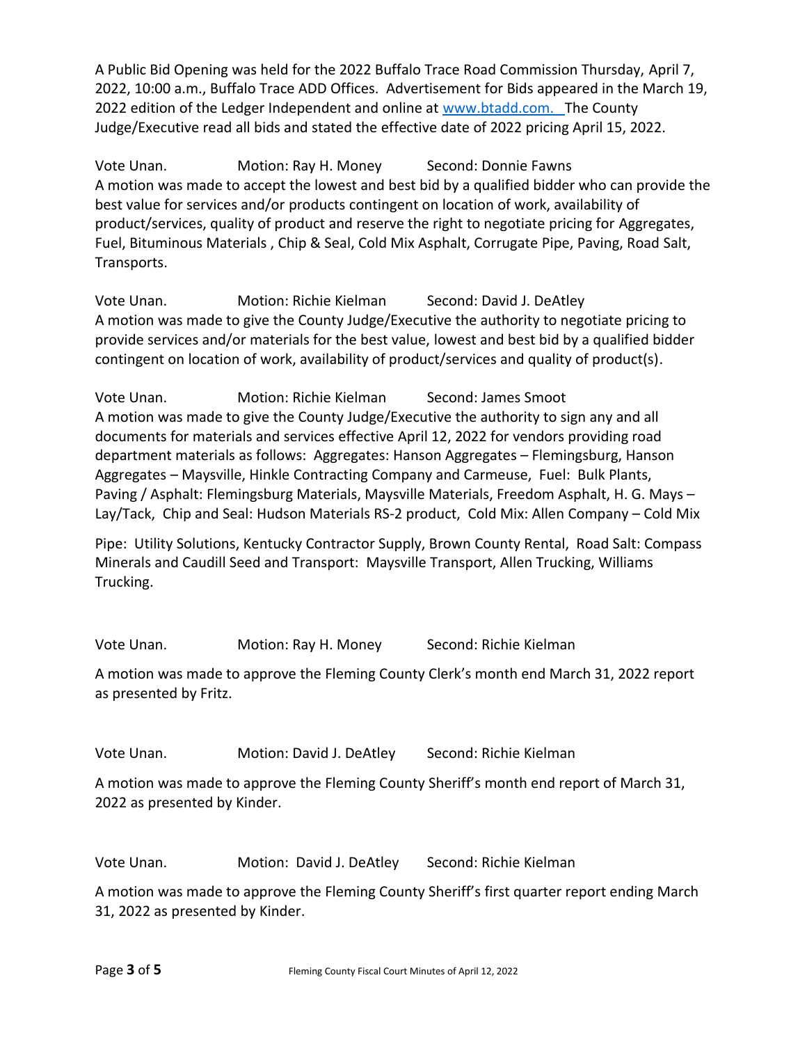A Public Bid Opening was held for the 2022 Buffalo Trace Road Commission Thursday, April 7, 2022, 10:00 a.m., Buffalo Trace ADD Offices. Advertisement for Bids appeared in the March 19, 2022 edition of the Ledger Independent and online at www.btadd.com. The County Judge/Executive read all bids and stated the effective date of 2022 pricing April 15, 2022.

Vote Unan. Motion: Ray H. Money Second: Donnie Fawns

A motion was made to accept the lowest and best bid by a qualified bidder who can provide the best value for services and/or products contingent on location of work, availability of product/services, quality of product and reserve the right to negotiate pricing for Aggregates, Fuel, Bituminous Materials , Chip & Seal, Cold Mix Asphalt, Corrugate Pipe, Paving, Road Salt, Transports.

Vote Unan. Motion: Richie Kielman Second: David J. DeAtley

A motion was made to give the County Judge/Executive the authority to negotiate pricing to provide services and/or materials for the best value, lowest and best bid by a qualified bidder contingent on location of work, availability of product/services and quality of product(s).

Vote Unan. Motion: Richie Kielman Second: James Smoot

A motion was made to give the County Judge/Executive the authority to sign any and all documents for materials and services effective April 12, 2022 for vendors providing road department materials as follows: Aggregates: Hanson Aggregates – Flemingsburg, Hanson Aggregates – Maysville, Hinkle Contracting Company and Carmeuse, Fuel: Bulk Plants, Paving / Asphalt: Flemingsburg Materials, Maysville Materials, Freedom Asphalt, H. G. Mays – Lay/Tack, Chip and Seal: Hudson Materials RS-2 product, Cold Mix: Allen Company – Cold Mix

Pipe: Utility Solutions, Kentucky Contractor Supply, Brown County Rental, Road Salt: Compass Minerals and Caudill Seed and Transport: Maysville Transport, Allen Trucking, Williams Trucking.

Vote Unan. Motion: Ray H. Money Second: Richie Kielman

A motion was made to approve the Fleming County Clerk's month end March 31, 2022 report as presented by Fritz.

Vote Unan. Motion: David J. DeAtley Second: Richie Kielman

A motion was made to approve the Fleming County Sheriff's month end report of March 31, 2022 as presented by Kinder.

Vote Unan. Motion: David J. DeAtley Second: Richie Kielman

A motion was made to approve the Fleming County Sheriff's first quarter report ending March 31, 2022 as presented by Kinder.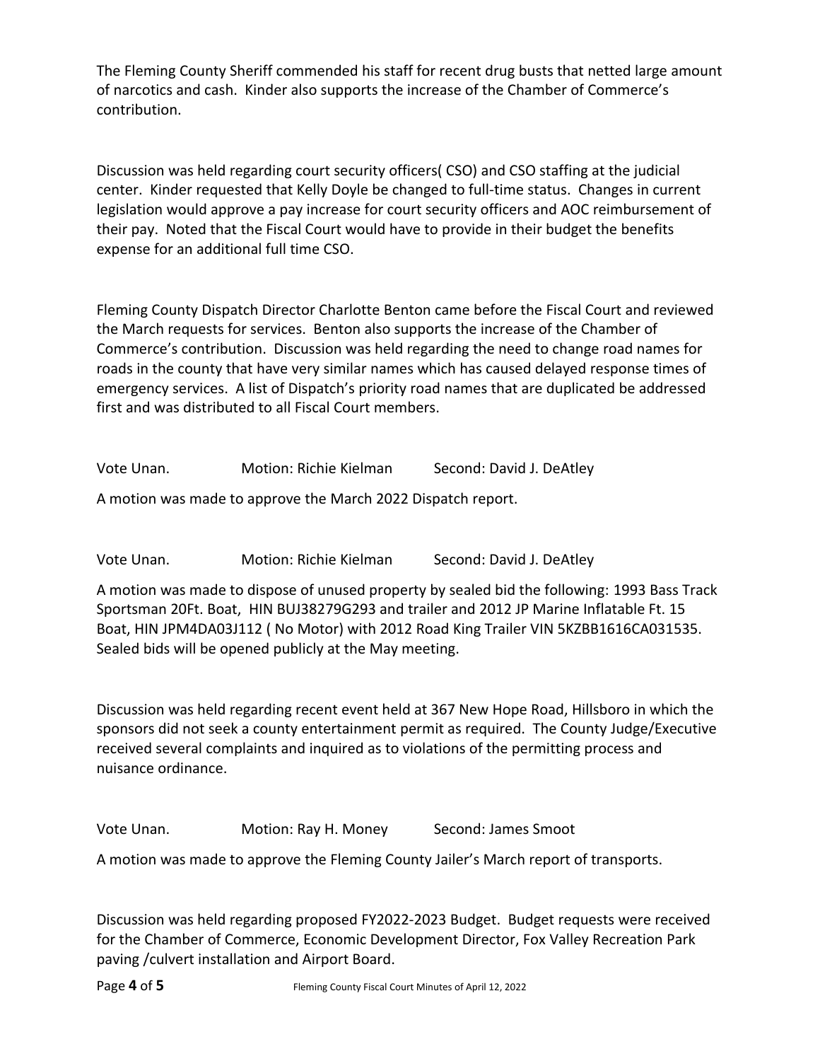The Fleming County Sheriff commended his staff for recent drug busts that netted large amount of narcotics and cash. Kinder also supports the increase of the Chamber of Commerce's contribution.

Discussion was held regarding court security officers( CSO) and CSO staffing at the judicial center. Kinder requested that Kelly Doyle be changed to full-time status. Changes in current legislation would approve a pay increase for court security officers and AOC reimbursement of their pay. Noted that the Fiscal Court would have to provide in their budget the benefits expense for an additional full time CSO.

Fleming County Dispatch Director Charlotte Benton came before the Fiscal Court and reviewed the March requests for services. Benton also supports the increase of the Chamber of Commerce's contribution. Discussion was held regarding the need to change road names for roads in the county that have very similar names which has caused delayed response times of emergency services. A list of Dispatch's priority road names that are duplicated be addressed first and was distributed to all Fiscal Court members.

Vote Unan. Motion: Richie Kielman Second: David J. DeAtley

A motion was made to approve the March 2022 Dispatch report.

Vote Unan. Motion: Richie Kielman Second: David J. DeAtley

A motion was made to dispose of unused property by sealed bid the following: 1993 Bass Track Sportsman 20Ft. Boat, HIN BUJ38279G293 and trailer and 2012 JP Marine Inflatable Ft. 15 Boat, HIN JPM4DA03J112 ( No Motor) with 2012 Road King Trailer VIN 5KZBB1616CA031535. Sealed bids will be opened publicly at the May meeting.

Discussion was held regarding recent event held at 367 New Hope Road, Hillsboro in which the sponsors did not seek a county entertainment permit as required. The County Judge/Executive received several complaints and inquired as to violations of the permitting process and nuisance ordinance.

Vote Unan. Motion: Ray H. Money Second: James Smoot

A motion was made to approve the Fleming County Jailer's March report of transports.

Discussion was held regarding proposed FY2022-2023 Budget. Budget requests were received for the Chamber of Commerce, Economic Development Director, Fox Valley Recreation Park paving /culvert installation and Airport Board.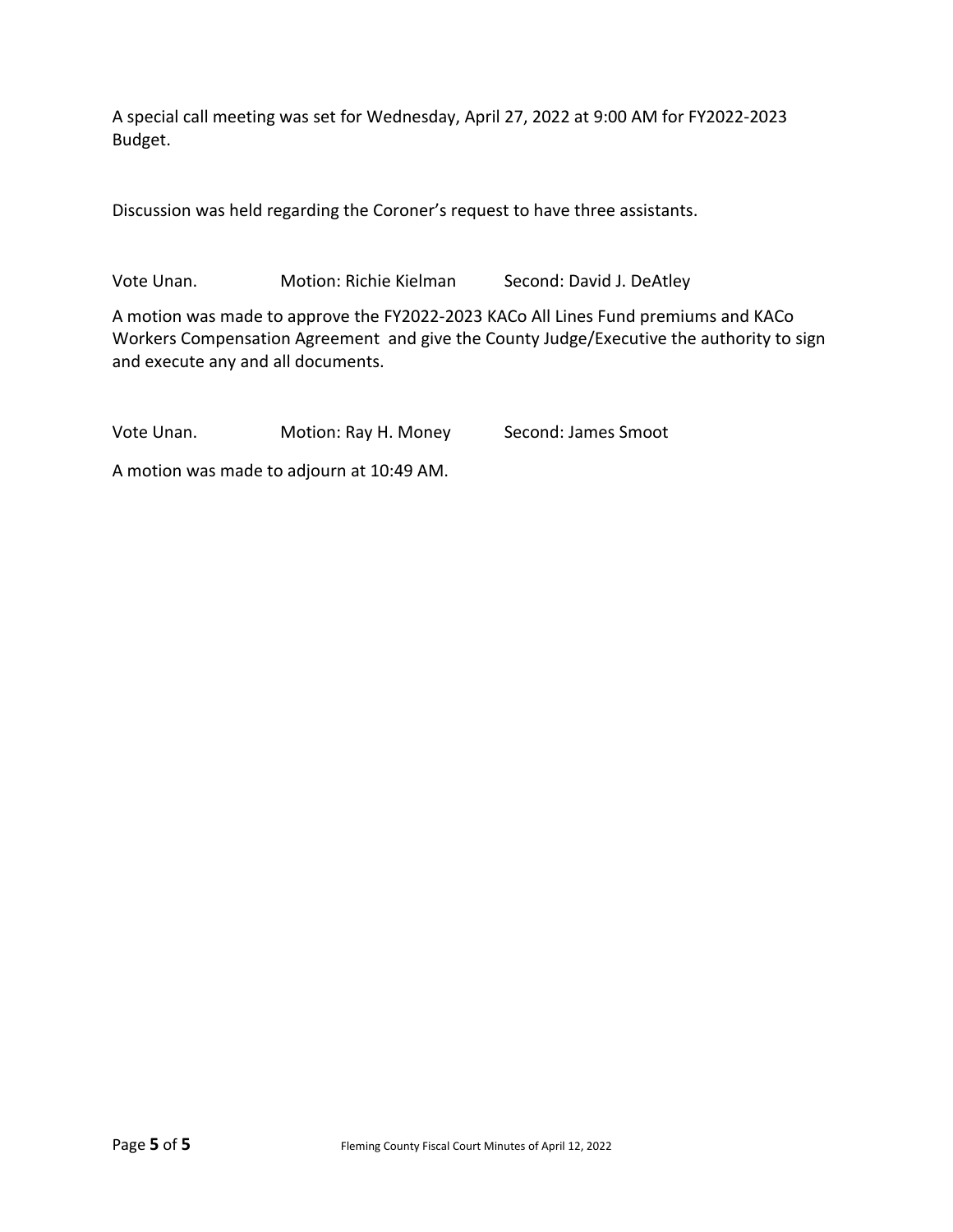A special call meeting was set for Wednesday, April 27, 2022 at 9:00 AM for FY2022-2023 Budget.

Discussion was held regarding the Coroner's request to have three assistants.

Vote Unan. Motion: Richie Kielman Second: David J. DeAtley

A motion was made to approve the FY2022-2023 KACo All Lines Fund premiums and KACo Workers Compensation Agreement and give the County Judge/Executive the authority to sign and execute any and all documents.

Vote Unan. Motion: Ray H. Money Second: James Smoot

A motion was made to adjourn at 10:49 AM.